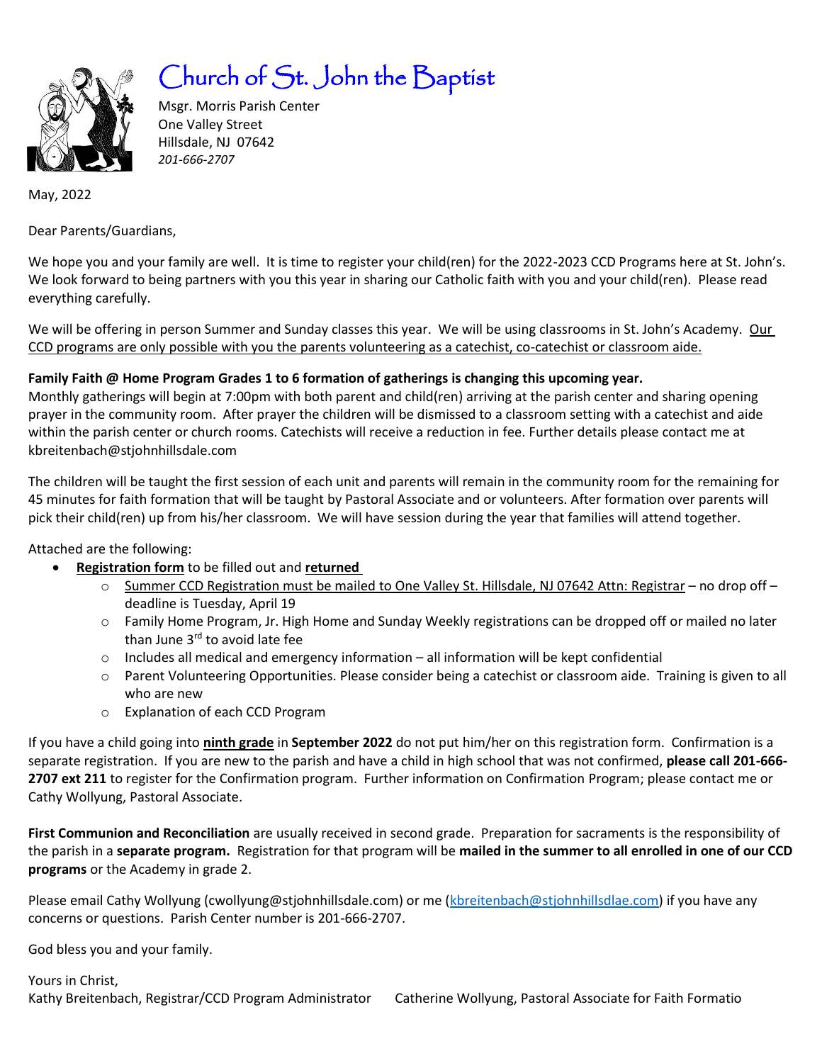# Church of St. John the Baptist

Msgr. Morris Parish Center
One Valley Street
Hillsdale, NJ 07642
*201-666-2707*

May, 2022

Dear Parents/Guardians,

We hope you and your family are well. It is time to register your child(ren) for the 2022-2023 CCD Programs here at St. John's. We look forward to being partners with you this year in sharing our Catholic faith with you and your child(ren). Please read everything carefully.

We will be offering in person Summer and Sunday classes this year. We will be using classrooms in St. John's Academy. <u>Our CCD programs are only possible with you the parents volunteering as a catechist, co-catechist or classroom aide.</u>

**Family Faith @ Home Program Grades 1 to 6 formation of gatherings is changing this upcoming year.**
Monthly gatherings will begin at 7:00pm with both parent and child(ren) arriving at the parish center and sharing opening prayer in the community room. After prayer the children will be dismissed to a classroom setting with a catechist and aide within the parish center or church rooms. Catechists will receive a reduction in fee. Further details please contact me at kbreitenbach@stjohnhillsdale.com

The children will be taught the first session of each unit and parents will remain in the community room for the remaining for 45 minutes for faith formation that will be taught by Pastoral Associate and or volunteers. After formation over parents will pick their child(ren) up from his/her classroom. We will have session during the year that families will attend together.

Attached are the following:

- **<u>Registration form</u>** to be filled out and **<u>returned</u>**
  - <u>Summer CCD Registration must be mailed to One Valley St. Hillsdale, NJ 07642 Attn: Registrar</u> – no drop off – deadline is Tuesday, April 19
  - Family Home Program, Jr. High Home and Sunday Weekly registrations can be dropped off or mailed no later than June 3rd to avoid late fee
  - Includes all medical and emergency information – all information will be kept confidential
  - Parent Volunteering Opportunities. Please consider being a catechist or classroom aide. Training is given to all who are new
  - Explanation of each CCD Program

If you have a child going into **<u>ninth grade</u>** in **September 2022** do not put him/her on this registration form. Confirmation is a separate registration. If you are new to the parish and have a child in high school that was not confirmed, **please call 201-666-2707 ext 211** to register for the Confirmation program. Further information on Confirmation Program; please contact me or Cathy Wollyung, Pastoral Associate.

**First Communion and Reconciliation** are usually received in second grade. Preparation for sacraments is the responsibility of the parish in a **separate program.** Registration for that program will be **mailed in the summer to all enrolled in one of our CCD programs** or the Academy in grade 2.

Please email Cathy Wollyung (cwollyung@stjohnhillsdale.com) or me (kbreitenbach@stjohnhillsdlae.com) if you have any concerns or questions. Parish Center number is 201-666-2707.

God bless you and your family.

Yours in Christ,
Kathy Breitenbach, Registrar/CCD Program Administrator     Catherine Wollyung, Pastoral Associate for Faith Formatio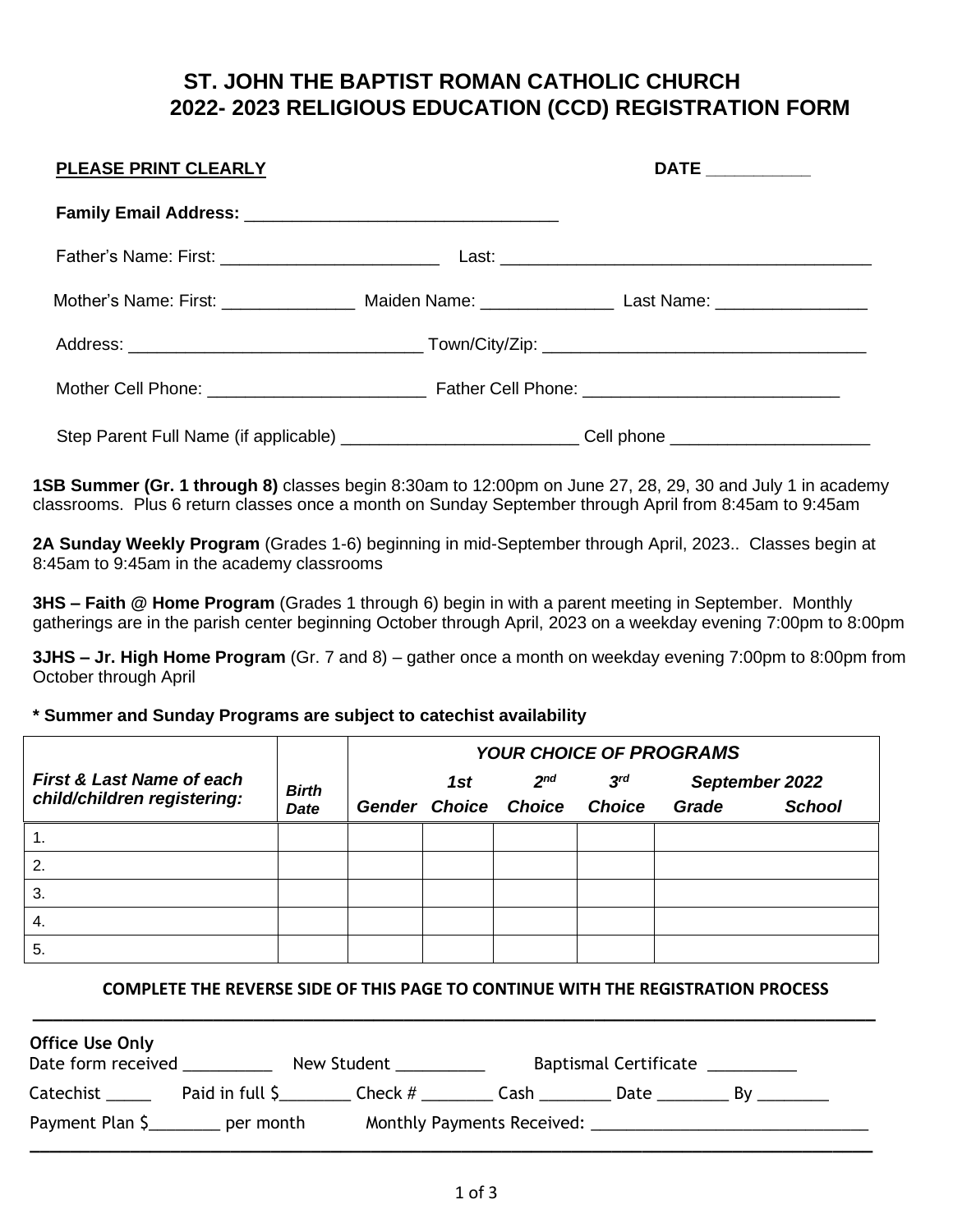# ST. JOHN THE BAPTIST ROMAN CATHOLIC CHURCH
## 2022- 2023 RELIGIOUS EDUCATION (CCD) REGISTRATION FORM

**PLEASE PRINT CLEARLY** **DATE ___________**

**Family Email Address:** _________________________________

Father's Name: First: _______________________ Last: _______________________________________

Mother's Name: First: ______________ Maiden Name: ______________ Last Name: ________________

Address: _______________________________ Town/City/Zip: __________________________________

Mother Cell Phone: _______________________ Father Cell Phone: ___________________________

Step Parent Full Name (if applicable) _________________________ Cell phone _____________________

**1SB Summer (Gr. 1 through 8)** classes begin 8:30am to 12:00pm on June 27, 28, 29, 30 and July 1 in academy classrooms. Plus 6 return classes once a month on Sunday September through April from 8:45am to 9:45am

**2A Sunday Weekly Program** (Grades 1-6) beginning in mid-September through April, 2023.. Classes begin at 8:45am to 9:45am in the academy classrooms

**3HS – Faith @ Home Program** (Grades 1 through 6) begin in with a parent meeting in September. Monthly gatherings are in the parish center beginning October through April, 2023 on a weekday evening 7:00pm to 8:00pm

**3JHS – Jr. High Home Program** (Gr. 7 and 8) – gather once a month on weekday evening 7:00pm to 8:00pm from October through April

**\* Summer and Sunday Programs are subject to catechist availability**

| *First & Last Name of each child/children registering:* | *Birth Date* | *YOUR CHOICE OF PROGRAMS* | | | | | |
|---|---|---|---|---|---|---|---|
| | | *Gender* | *1st Choice* | *2nd Choice* | *3rd Choice* | *September 2022 Grade* | *School* |
| 1. | | | | | | | |
| 2. | | | | | | | |
| 3. | | | | | | | |
| 4. | | | | | | | |
| 5. | | | | | | | |

**COMPLETE THE REVERSE SIDE OF THIS PAGE TO CONTINUE WITH THE REGISTRATION PROCESS**

---

**Office Use Only**

Date form received __________ New Student __________ Baptismal Certificate __________

Catechist _____ Paid in full $________ Check # ________ Cash ________ Date ________ By ________

Payment Plan $________ per month Monthly Payments Received: _______________________________

---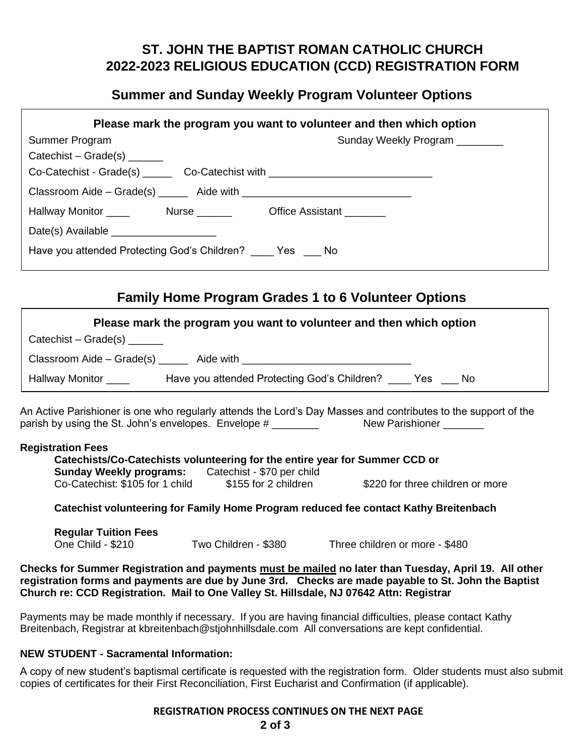# ST. JOHN THE BAPTIST ROMAN CATHOLIC CHURCH
# 2022-2023 RELIGIOUS EDUCATION (CCD) REGISTRATION FORM

## Summer and Sunday Weekly Program Volunteer Options

**Please mark the program you want to volunteer and then which option**

Summer Program                                        Sunday Weekly Program ________

Catechist – Grade(s) ______

Co-Catechist - Grade(s) _____   Co-Catechist with ____________________________

Classroom Aide – Grade(s) _____   Aide with _____________________________

Hallway Monitor ____   Nurse ______   Office Assistant _______

Date(s) Available __________________

Have you attended Protecting God's Children? ____ Yes ___ No

## Family Home Program Grades 1 to 6 Volunteer Options

**Please mark the program you want to volunteer and then which option**

Catechist – Grade(s) ______

Classroom Aide – Grade(s) _____   Aide with _____________________________

Hallway Monitor ____   Have you attended Protecting God's Children? ____ Yes ___ No

An Active Parishioner is one who regularly attends the Lord's Day Masses and contributes to the support of the parish by using the St. John's envelopes. Envelope # ________   New Parishioner _______

**Registration Fees**

**Catechists/Co-Catechists volunteering for the entire year for Summer CCD or Sunday Weekly programs:** Catechist - $70 per child
Co-Catechist: $105 for 1 child   $155 for 2 children   $220 for three children or more

**Catechist volunteering for Family Home Program reduced fee contact Kathy Breitenbach**

**Regular Tuition Fees**
One Child - $210   Two Children - $380   Three children or more - $480

**Checks for Summer Registration and payments <u>must be mailed</u> no later than Tuesday, April 19. All other registration forms and payments are due by June 3rd. Checks are made payable to St. John the Baptist Church re: CCD Registration. Mail to One Valley St. Hillsdale, NJ 07642 Attn: Registrar**

Payments may be made monthly if necessary. If you are having financial difficulties, please contact Kathy Breitenbach, Registrar at kbreitenbach@stjohnhillsdale.com All conversations are kept confidential.

**NEW STUDENT - Sacramental Information:**

A copy of new student's baptismal certificate is requested with the registration form. Older students must also submit copies of certificates for their First Reconciliation, First Eucharist and Confirmation (if applicable).

**REGISTRATION PROCESS CONTINUES ON THE NEXT PAGE**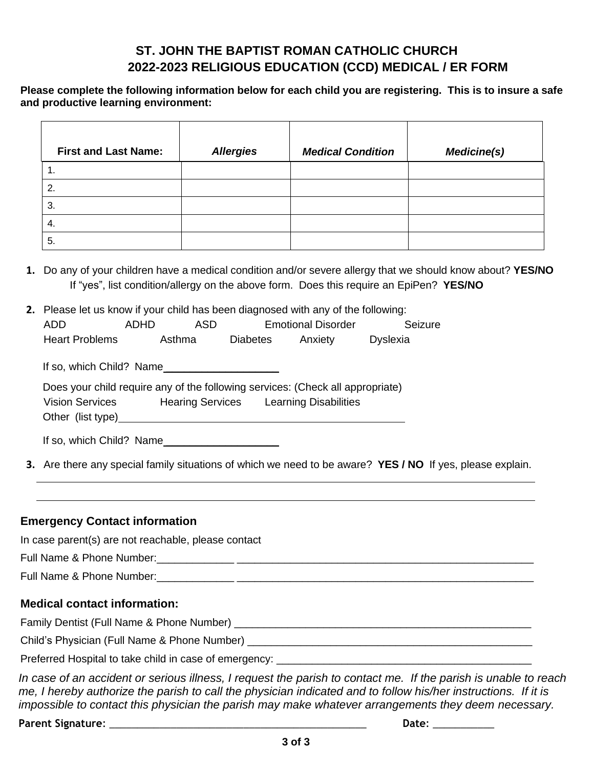# ST. JOHN THE BAPTIST ROMAN CATHOLIC CHURCH
## 2022-2023 RELIGIOUS EDUCATION (CCD) MEDICAL / ER FORM

**Please complete the following information below for each child you are registering. This is to insure a safe and productive learning environment:**

| **First and Last Name:** | ***Allergies*** | ***Medical Condition*** | ***Medicine(s)*** |
|---|---|---|---|
| 1. | | | |
| 2. | | | |
| 3. | | | |
| 4. | | | |
| 5. | | | |

1. Do any of your children have a medical condition and/or severe allergy that we should know about? **YES/NO**
   If "yes", list condition/allergy on the above form. Does this require an EpiPen? **YES/NO**

2. Please let us know if your child has been diagnosed with any of the following:
   ADD ADHD ASD Emotional Disorder Seizure
   Heart Problems Asthma Diabetes Anxiety Dyslexia

   If so, which Child? Name____________________

   Does your child require any of the following services: (Check all appropriate)
   Vision Services Hearing Services Learning Disabilities
   Other (list type)____________________________________________________

   If so, which Child? Name____________________

3. Are there any special family situations of which we need to be aware? **YES / NO** If yes, please explain.

_______________________________________________________________________________________

_______________________________________________________________________________________

### Emergency Contact information

In case parent(s) are not reachable, please contact

Full Name & Phone Number:_____________ ____________________________________________________

Full Name & Phone Number:_____________ ____________________________________________________

### Medical contact information:

Family Dentist (Full Name & Phone Number) ____________________________________________________

Child's Physician (Full Name & Phone Number) _________________________________________________

Preferred Hospital to take child in case of emergency: ____________________________________________

*In case of an accident or serious illness, I request the parish to contact me. If the parish is unable to reach me, I hereby authorize the parish to call the physician indicated and to follow his/her instructions. If it is impossible to contact this physician the parish may make whatever arrangements they deem necessary.*

**Parent Signature:** ________________________________________________ **Date:** ___________